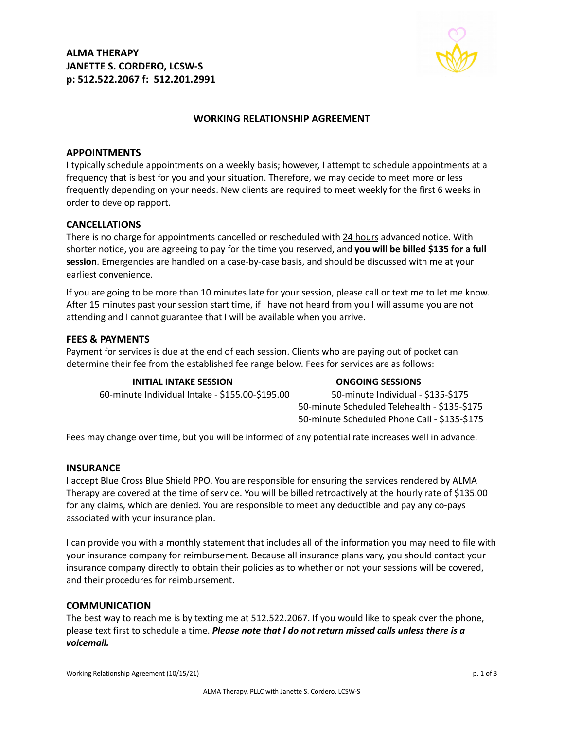**ALMA THERAPY**
**JANETTE S. CORDERO, LCSW-S**
**p: 512.522.2067 f: 512.201.2991**

## WORKING RELATIONSHIP AGREEMENT

### APPOINTMENTS

I typically schedule appointments on a weekly basis; however, I attempt to schedule appointments at a frequency that is best for you and your situation. Therefore, we may decide to meet more or less frequently depending on your needs. New clients are required to meet weekly for the first 6 weeks in order to develop rapport.

### CANCELLATIONS

There is no charge for appointments cancelled or rescheduled with 24 hours advanced notice. With shorter notice, you are agreeing to pay for the time you reserved, and **you will be billed $135 for a full session**. Emergencies are handled on a case-by-case basis, and should be discussed with me at your earliest convenience.

If you are going to be more than 10 minutes late for your session, please call or text me to let me know. After 15 minutes past your session start time, if I have not heard from you I will assume you are not attending and I cannot guarantee that I will be available when you arrive.

### FEES & PAYMENTS

Payment for services is due at the end of each session. Clients who are paying out of pocket can determine their fee from the established fee range below. Fees for services are as follows:

| INITIAL INTAKE SESSION | ONGOING SESSIONS |
|---|---|
| 60-minute Individual Intake - $155.00-$195.00 | 50-minute Individual - $135-$175 |
| | 50-minute Scheduled Telehealth - $135-$175 |
| | 50-minute Scheduled Phone Call - $135-$175 |

Fees may change over time, but you will be informed of any potential rate increases well in advance.

### INSURANCE

I accept Blue Cross Blue Shield PPO. You are responsible for ensuring the services rendered by ALMA Therapy are covered at the time of service. You will be billed retroactively at the hourly rate of $135.00 for any claims, which are denied. You are responsible to meet any deductible and pay any co-pays associated with your insurance plan.

I can provide you with a monthly statement that includes all of the information you may need to file with your insurance company for reimbursement. Because all insurance plans vary, you should contact your insurance company directly to obtain their policies as to whether or not your sessions will be covered, and their procedures for reimbursement.

### COMMUNICATION

The best way to reach me is by texting me at 512.522.2067. If you would like to speak over the phone, please text first to schedule a time. ***Please note that I do not return missed calls unless there is a voicemail.***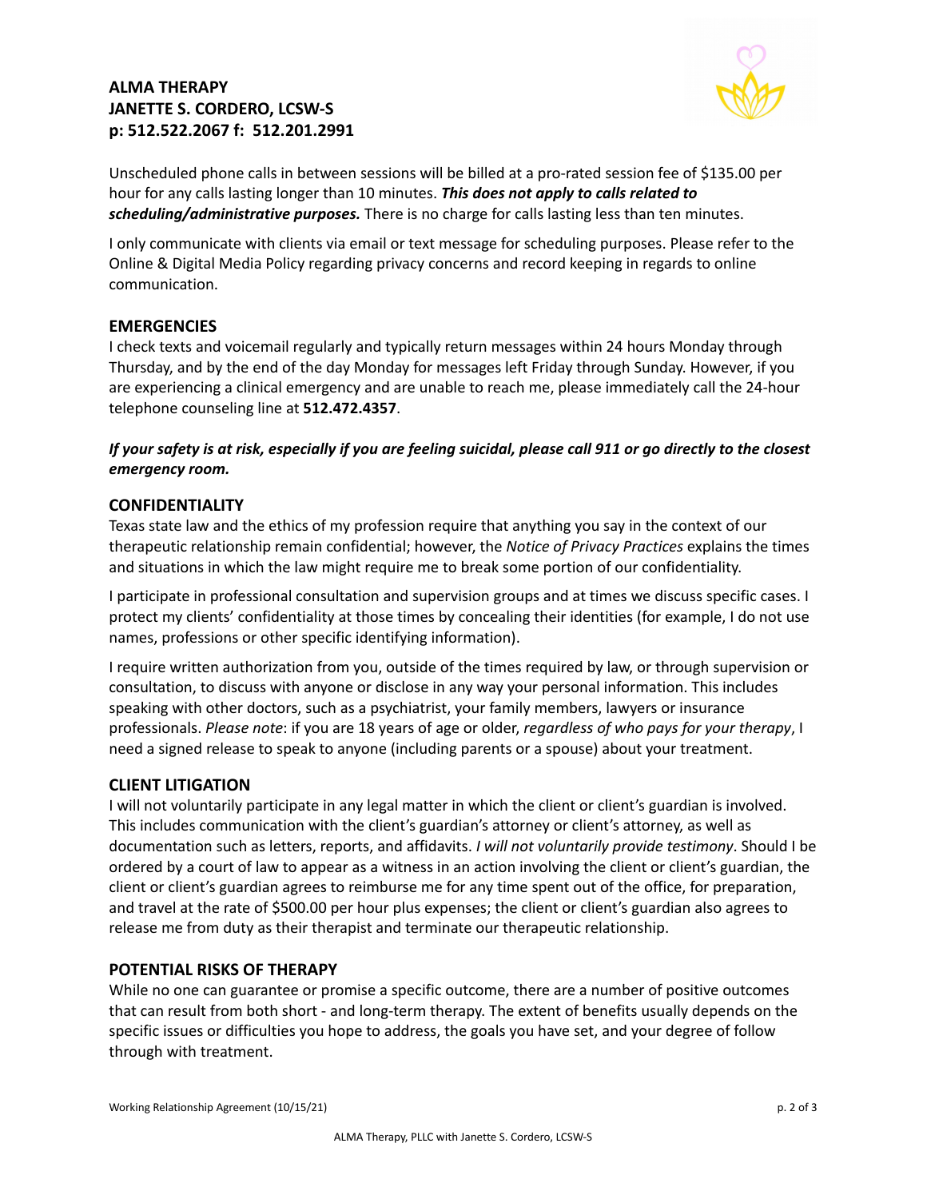**ALMA THERAPY**
**JANETTE S. CORDERO, LCSW-S**
**p: 512.522.2067 f: 512.201.2991**

Unscheduled phone calls in between sessions will be billed at a pro-rated session fee of $135.00 per hour for any calls lasting longer than 10 minutes. ***This does not apply to calls related to scheduling/administrative purposes.*** There is no charge for calls lasting less than ten minutes.

I only communicate with clients via email or text message for scheduling purposes. Please refer to the Online & Digital Media Policy regarding privacy concerns and record keeping in regards to online communication.

## EMERGENCIES

I check texts and voicemail regularly and typically return messages within 24 hours Monday through Thursday, and by the end of the day Monday for messages left Friday through Sunday. However, if you are experiencing a clinical emergency and are unable to reach me, please immediately call the 24-hour telephone counseling line at **512.472.4357**.

***If your safety is at risk, especially if you are feeling suicidal, please call 911 or go directly to the closest emergency room.***

## CONFIDENTIALITY

Texas state law and the ethics of my profession require that anything you say in the context of our therapeutic relationship remain confidential; however, the *Notice of Privacy Practices* explains the times and situations in which the law might require me to break some portion of our confidentiality.

I participate in professional consultation and supervision groups and at times we discuss specific cases. I protect my clients' confidentiality at those times by concealing their identities (for example, I do not use names, professions or other specific identifying information).

I require written authorization from you, outside of the times required by law, or through supervision or consultation, to discuss with anyone or disclose in any way your personal information. This includes speaking with other doctors, such as a psychiatrist, your family members, lawyers or insurance professionals. *Please note*: if you are 18 years of age or older, *regardless of who pays for your therapy*, I need a signed release to speak to anyone (including parents or a spouse) about your treatment.

## CLIENT LITIGATION

I will not voluntarily participate in any legal matter in which the client or client's guardian is involved. This includes communication with the client's guardian's attorney or client's attorney, as well as documentation such as letters, reports, and affidavits. *I will not voluntarily provide testimony*. Should I be ordered by a court of law to appear as a witness in an action involving the client or client's guardian, the client or client's guardian agrees to reimburse me for any time spent out of the office, for preparation, and travel at the rate of $500.00 per hour plus expenses; the client or client's guardian also agrees to release me from duty as their therapist and terminate our therapeutic relationship.

## POTENTIAL RISKS OF THERAPY

While no one can guarantee or promise a specific outcome, there are a number of positive outcomes that can result from both short - and long-term therapy. The extent of benefits usually depends on the specific issues or difficulties you hope to address, the goals you have set, and your degree of follow through with treatment.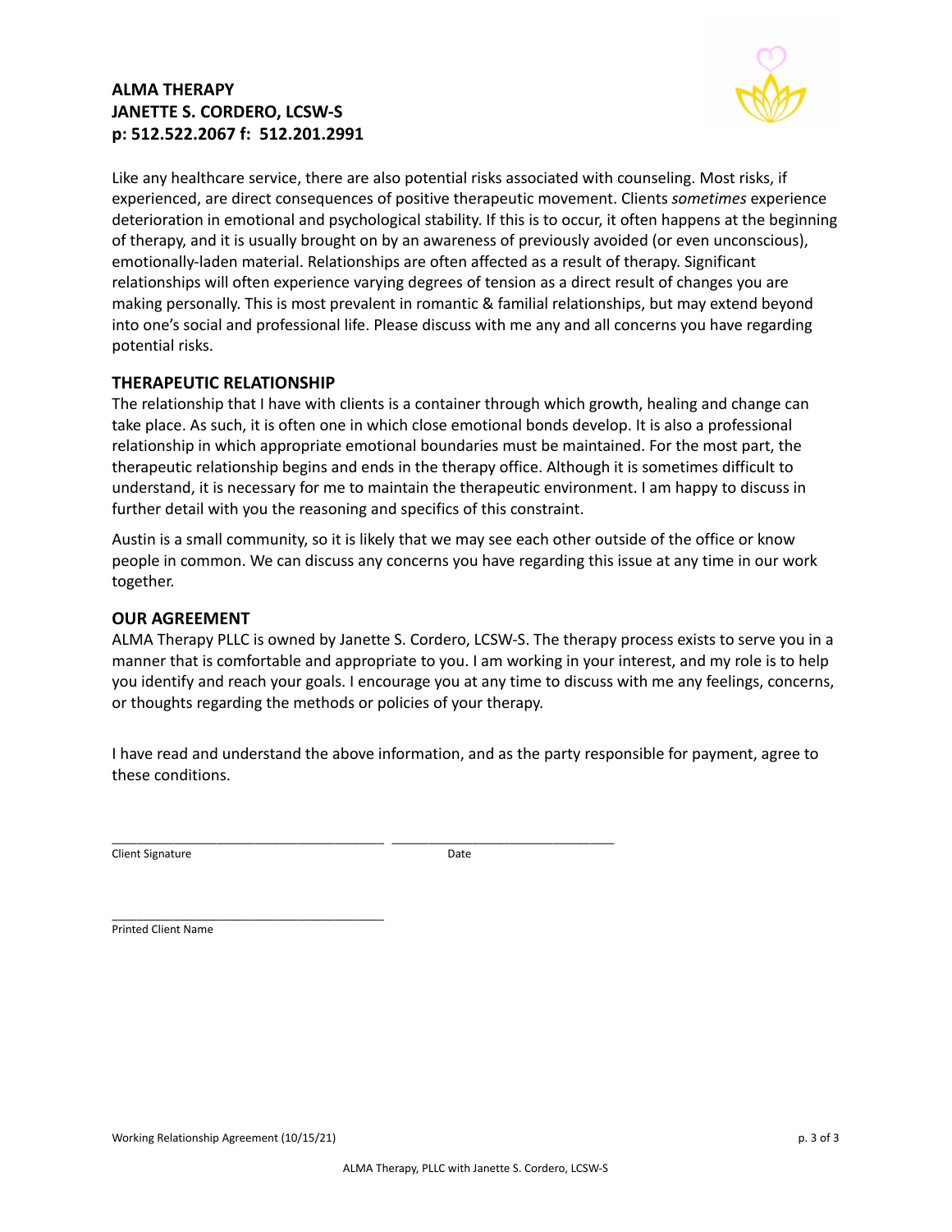**ALMA THERAPY**
**JANETTE S. CORDERO, LCSW-S**
**p: 512.522.2067 f: 512.201.2991**

Like any healthcare service, there are also potential risks associated with counseling. Most risks, if experienced, are direct consequences of positive therapeutic movement. Clients *sometimes* experience deterioration in emotional and psychological stability. If this is to occur, it often happens at the beginning of therapy, and it is usually brought on by an awareness of previously avoided (or even unconscious), emotionally-laden material. Relationships are often affected as a result of therapy. Significant relationships will often experience varying degrees of tension as a direct result of changes you are making personally. This is most prevalent in romantic & familial relationships, but may extend beyond into one's social and professional life. Please discuss with me any and all concerns you have regarding potential risks.

## THERAPEUTIC RELATIONSHIP

The relationship that I have with clients is a container through which growth, healing and change can take place. As such, it is often one in which close emotional bonds develop. It is also a professional relationship in which appropriate emotional boundaries must be maintained. For the most part, the therapeutic relationship begins and ends in the therapy office. Although it is sometimes difficult to understand, it is necessary for me to maintain the therapeutic environment. I am happy to discuss in further detail with you the reasoning and specifics of this constraint.

Austin is a small community, so it is likely that we may see each other outside of the office or know people in common. We can discuss any concerns you have regarding this issue at any time in our work together.

## OUR AGREEMENT

ALMA Therapy PLLC is owned by Janette S. Cordero, LCSW-S. The therapy process exists to serve you in a manner that is comfortable and appropriate to you. I am working in your interest, and my role is to help you identify and reach your goals. I encourage you at any time to discuss with me any feelings, concerns, or thoughts regarding the methods or policies of your therapy.

I have read and understand the above information, and as the party responsible for payment, agree to these conditions.

\_\_\_\_\_\_\_\_\_\_\_\_\_\_\_\_\_\_\_\_\_\_\_\_\_\_\_\_\_\_\_\_\_\_\_\_ \_\_\_\_\_\_\_\_\_\_\_\_\_\_\_\_\_\_\_\_\_\_\_\_\_\_\_\_\_\_
Client Signature Date

\_\_\_\_\_\_\_\_\_\_\_\_\_\_\_\_\_\_\_\_\_\_\_\_\_\_\_\_\_\_\_\_\_\_\_\_
Printed Client Name

Working Relationship Agreement (10/15/21)

ALMA Therapy, PLLC with Janette S. Cordero, LCSW-S